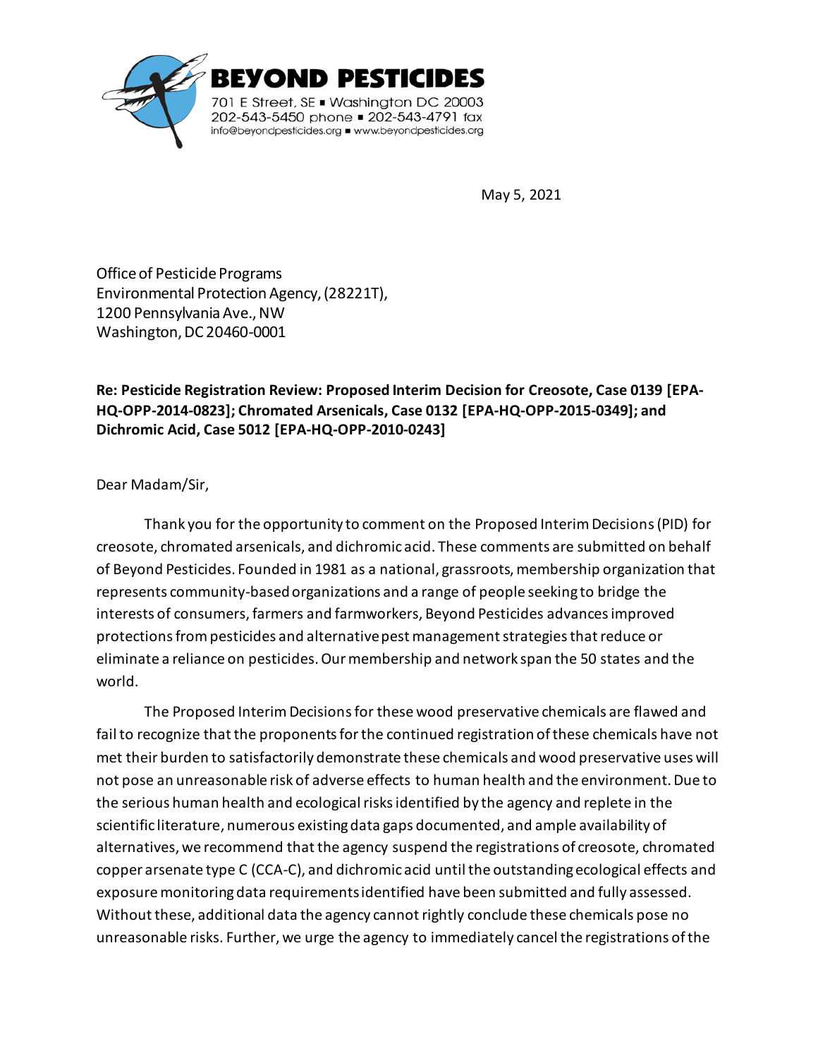**BEYOND PESTICIDES**
701 E Street, SE ■ Washington DC 20003
202-543-5450 phone ■ 202-543-4791 fax
info@beyondpesticides.org ■ www.beyondpesticides.org

May 5, 2021

Office of Pesticide Programs
Environmental Protection Agency, (28221T),
1200 Pennsylvania Ave., NW
Washington, DC 20460-0001

**Re: Pesticide Registration Review: Proposed Interim Decision for Creosote, Case 0139 [EPA-HQ-OPP-2014-0823]; Chromated Arsenicals, Case 0132 [EPA-HQ-OPP-2015-0349]; and Dichromic Acid, Case 5012 [EPA-HQ-OPP-2010-0243]**

Dear Madam/Sir,

Thank you for the opportunity to comment on the Proposed Interim Decisions (PID) for creosote, chromated arsenicals, and dichromic acid. These comments are submitted on behalf of Beyond Pesticides. Founded in 1981 as a national, grassroots, membership organization that represents community-based organizations and a range of people seeking to bridge the interests of consumers, farmers and farmworkers, Beyond Pesticides advances improved protections from pesticides and alternative pest management strategies that reduce or eliminate a reliance on pesticides. Our membership and network span the 50 states and the world.

The Proposed Interim Decisions for these wood preservative chemicals are flawed and fail to recognize that the proponents for the continued registration of these chemicals have not met their burden to satisfactorily demonstrate these chemicals and wood preservative uses will not pose an unreasonable risk of adverse effects to human health and the environment. Due to the serious human health and ecological risks identified by the agency and replete in the scientific literature, numerous existing data gaps documented, and ample availability of alternatives, we recommend that the agency suspend the registrations of creosote, chromated copper arsenate type C (CCA-C), and dichromic acid until the outstanding ecological effects and exposure monitoring data requirements identified have been submitted and fully assessed. Without these, additional data the agency cannot rightly conclude these chemicals pose no unreasonable risks. Further, we urge the agency to immediately cancel the registrations of the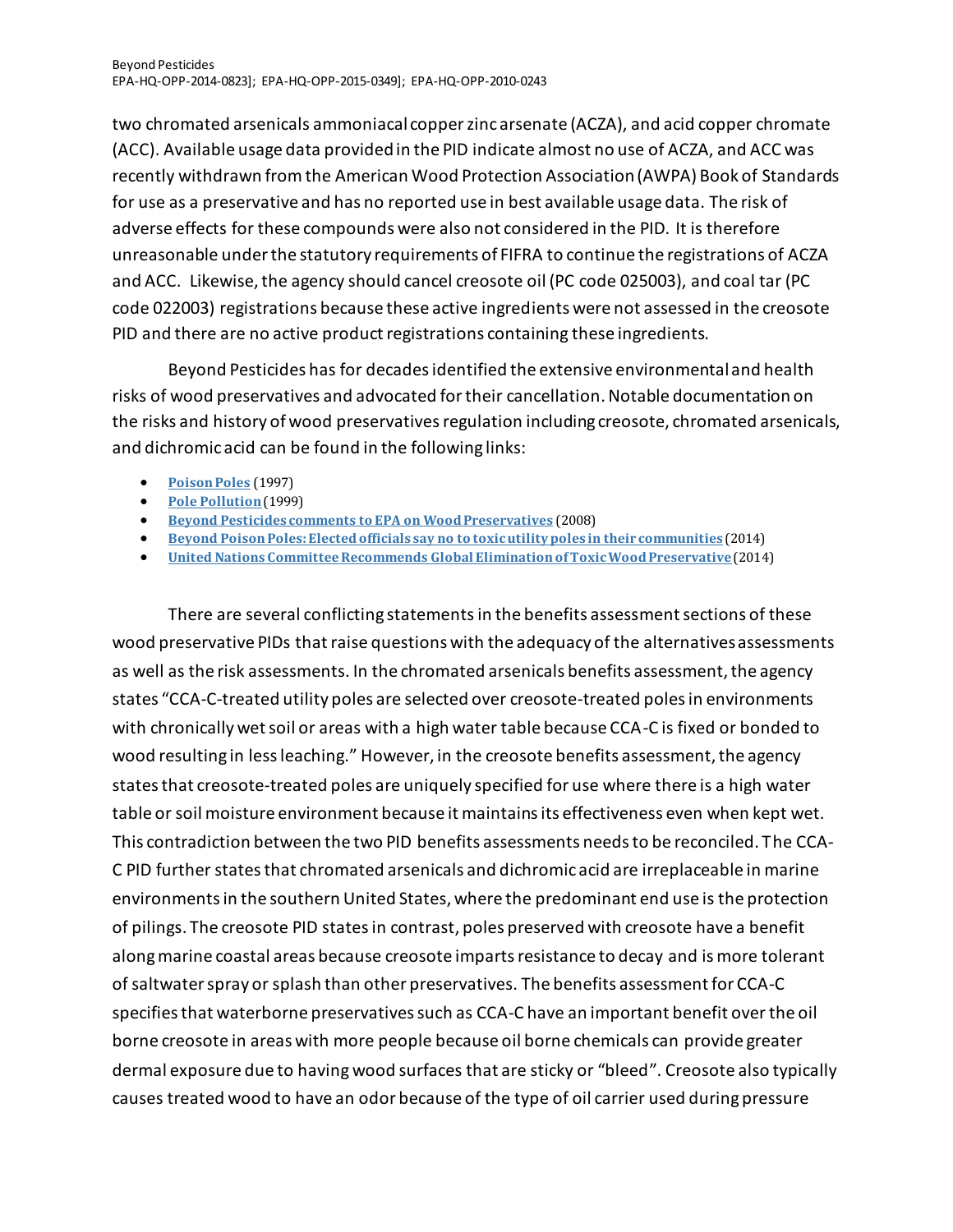two chromated arsenicals ammoniacal copper zinc arsenate (ACZA), and acid copper chromate (ACC). Available usage data provided in the PID indicate almost no use of ACZA, and ACC was recently withdrawn from the American Wood Protection Association (AWPA) Book of Standards for use as a preservative and has no reported use in best available usage data. The risk of adverse effects for these compounds were also not considered in the PID. It is therefore unreasonable under the statutory requirements of FIFRA to continue the registrations of ACZA and ACC. Likewise, the agency should cancel creosote oil (PC code 025003), and coal tar (PC code 022003) registrations because these active ingredients were not assessed in the creosote PID and there are no active product registrations containing these ingredients.

Beyond Pesticides has for decades identified the extensive environmental and health risks of wood preservatives and advocated for their cancellation. Notable documentation on the risks and history of wood preservatives regulation including creosote, chromated arsenicals, and dichromic acid can be found in the following links:

- **Poison Poles** (1997)
- **Pole Pollution** (1999)
- **Beyond Pesticides comments to EPA on Wood Preservatives** (2008)
- **Beyond Poison Poles: Elected officials say no to toxic utility poles in their communities** (2014)
- **United Nations Committee Recommends Global Elimination of Toxic Wood Preservative** (2014)

There are several conflicting statements in the benefits assessment sections of these wood preservative PIDs that raise questions with the adequacy of the alternatives assessments as well as the risk assessments. In the chromated arsenicals benefits assessment, the agency states "CCA-C-treated utility poles are selected over creosote-treated poles in environments with chronically wet soil or areas with a high water table because CCA-C is fixed or bonded to wood resulting in less leaching." However, in the creosote benefits assessment, the agency states that creosote-treated poles are uniquely specified for use where there is a high water table or soil moisture environment because it maintains its effectiveness even when kept wet. This contradiction between the two PID benefits assessments needs to be reconciled. The CCA-C PID further states that chromated arsenicals and dichromic acid are irreplaceable in marine environments in the southern United States, where the predominant end use is the protection of pilings. The creosote PID states in contrast, poles preserved with creosote have a benefit along marine coastal areas because creosote imparts resistance to decay and is more tolerant of saltwater spray or splash than other preservatives. The benefits assessment for CCA-C specifies that waterborne preservatives such as CCA-C have an important benefit over the oil borne creosote in areas with more people because oil borne chemicals can provide greater dermal exposure due to having wood surfaces that are sticky or "bleed". Creosote also typically causes treated wood to have an odor because of the type of oil carrier used during pressure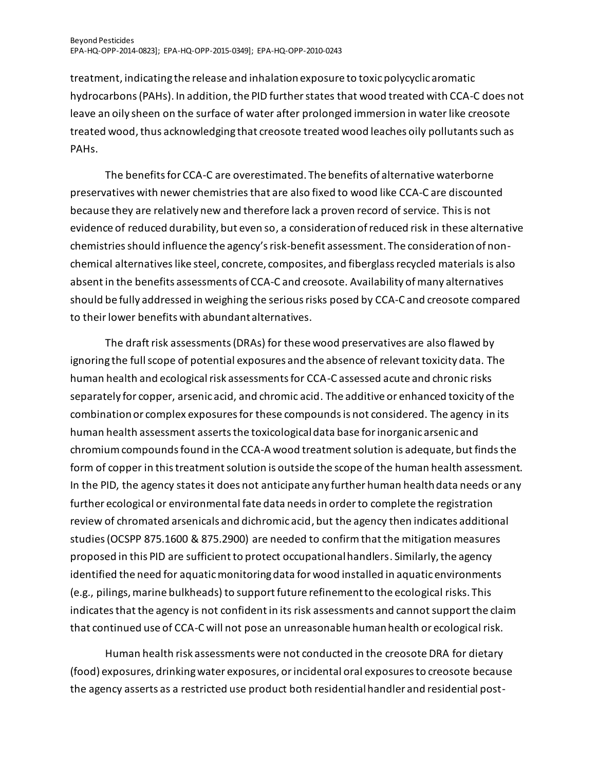treatment, indicating the release and inhalation exposure to toxic polycyclic aromatic hydrocarbons (PAHs). In addition, the PID further states that wood treated with CCA-C does not leave an oily sheen on the surface of water after prolonged immersion in water like creosote treated wood, thus acknowledging that creosote treated wood leaches oily pollutants such as PAHs.

The benefits for CCA-C are overestimated. The benefits of alternative waterborne preservatives with newer chemistries that are also fixed to wood like CCA-C are discounted because they are relatively new and therefore lack a proven record of service. This is not evidence of reduced durability, but even so, a consideration of reduced risk in these alternative chemistries should influence the agency's risk-benefit assessment. The consideration of non-chemical alternatives like steel, concrete, composites, and fiberglass recycled materials is also absent in the benefits assessments of CCA-C and creosote. Availability of many alternatives should be fully addressed in weighing the serious risks posed by CCA-C and creosote compared to their lower benefits with abundant alternatives.

The draft risk assessments (DRAs) for these wood preservatives are also flawed by ignoring the full scope of potential exposures and the absence of relevant toxicity data. The human health and ecological risk assessments for CCA-C assessed acute and chronic risks separately for copper, arsenic acid, and chromic acid. The additive or enhanced toxicity of the combination or complex exposures for these compounds is not considered. The agency in its human health assessment asserts the toxicological data base for inorganic arsenic and chromium compounds found in the CCA-A wood treatment solution is adequate, but finds the form of copper in this treatment solution is outside the scope of the human health assessment. In the PID, the agency states it does not anticipate any further human health data needs or any further ecological or environmental fate data needs in order to complete the registration review of chromated arsenicals and dichromic acid, but the agency then indicates additional studies (OCSPP 875.1600 & 875.2900) are needed to confirm that the mitigation measures proposed in this PID are sufficient to protect occupational handlers. Similarly, the agency identified the need for aquatic monitoring data for wood installed in aquatic environments (e.g., pilings, marine bulkheads) to support future refinement to the ecological risks. This indicates that the agency is not confident in its risk assessments and cannot support the claim that continued use of CCA-C will not pose an unreasonable human health or ecological risk.

Human health risk assessments were not conducted in the creosote DRA for dietary (food) exposures, drinking water exposures, or incidental oral exposures to creosote because the agency asserts as a restricted use product both residential handler and residential post-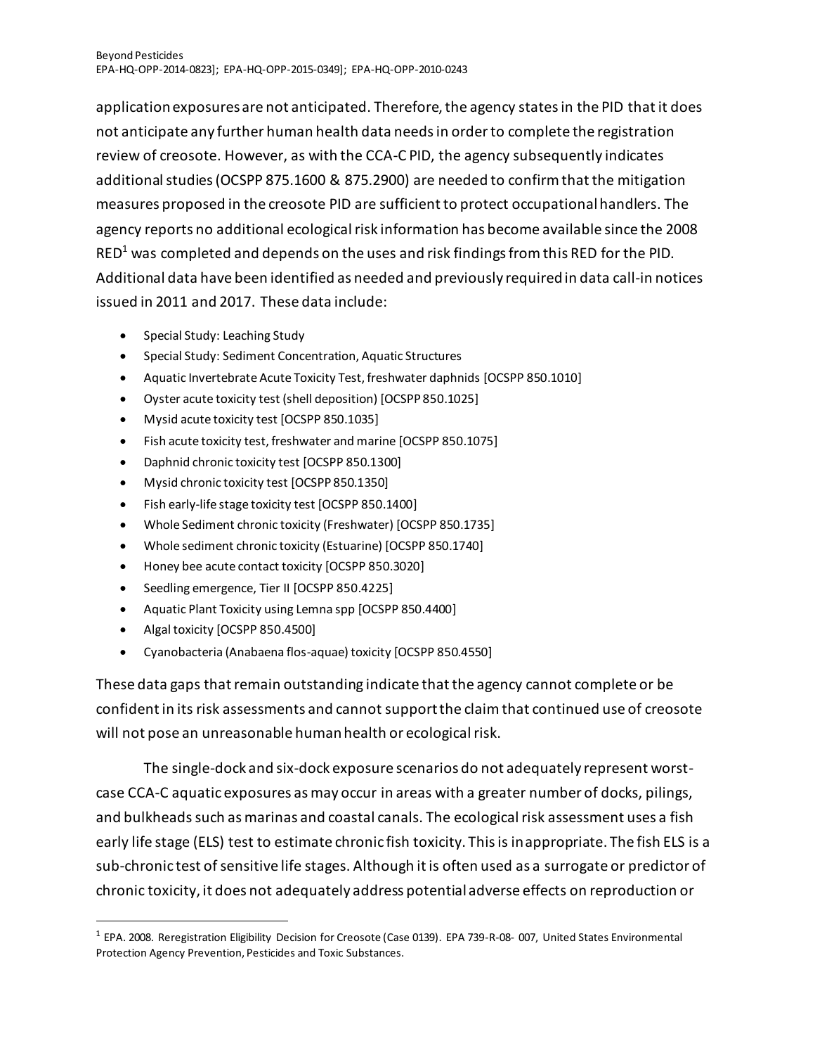application exposures are not anticipated. Therefore, the agency states in the PID that it does not anticipate any further human health data needs in order to complete the registration review of creosote. However, as with the CCA-C PID, the agency subsequently indicates additional studies (OCSPP 875.1600 & 875.2900) are needed to confirm that the mitigation measures proposed in the creosote PID are sufficient to protect occupational handlers. The agency reports no additional ecological risk information has become available since the 2008 RED[1] was completed and depends on the uses and risk findings from this RED for the PID. Additional data have been identified as needed and previously required in data call-in notices issued in 2011 and 2017. These data include:

- Special Study: Leaching Study
- Special Study: Sediment Concentration, Aquatic Structures
- Aquatic Invertebrate Acute Toxicity Test, freshwater daphnids [OCSPP 850.1010]
- Oyster acute toxicity test (shell deposition) [OCSPP 850.1025]
- Mysid acute toxicity test [OCSPP 850.1035]
- Fish acute toxicity test, freshwater and marine [OCSPP 850.1075]
- Daphnid chronic toxicity test [OCSPP 850.1300]
- Mysid chronic toxicity test [OCSPP 850.1350]
- Fish early-life stage toxicity test [OCSPP 850.1400]
- Whole Sediment chronic toxicity (Freshwater) [OCSPP 850.1735]
- Whole sediment chronic toxicity (Estuarine) [OCSPP 850.1740]
- Honey bee acute contact toxicity [OCSPP 850.3020]
- Seedling emergence, Tier II [OCSPP 850.4225]
- Aquatic Plant Toxicity using Lemna spp [OCSPP 850.4400]
- Algal toxicity [OCSPP 850.4500]
- Cyanobacteria (Anabaena flos-aquae) toxicity [OCSPP 850.4550]

These data gaps that remain outstanding indicate that the agency cannot complete or be confident in its risk assessments and cannot support the claim that continued use of creosote will not pose an unreasonable human health or ecological risk.

The single-dock and six-dock exposure scenarios do not adequately represent worst-case CCA-C aquatic exposures as may occur in areas with a greater number of docks, pilings, and bulkheads such as marinas and coastal canals. The ecological risk assessment uses a fish early life stage (ELS) test to estimate chronic fish toxicity. This is inappropriate. The fish ELS is a sub-chronic test of sensitive life stages. Although it is often used as a surrogate or predictor of chronic toxicity, it does not adequately address potential adverse effects on reproduction or

[1] EPA. 2008. Reregistration Eligibility Decision for Creosote (Case 0139). EPA 739-R-08- 007, United States Environmental Protection Agency Prevention, Pesticides and Toxic Substances.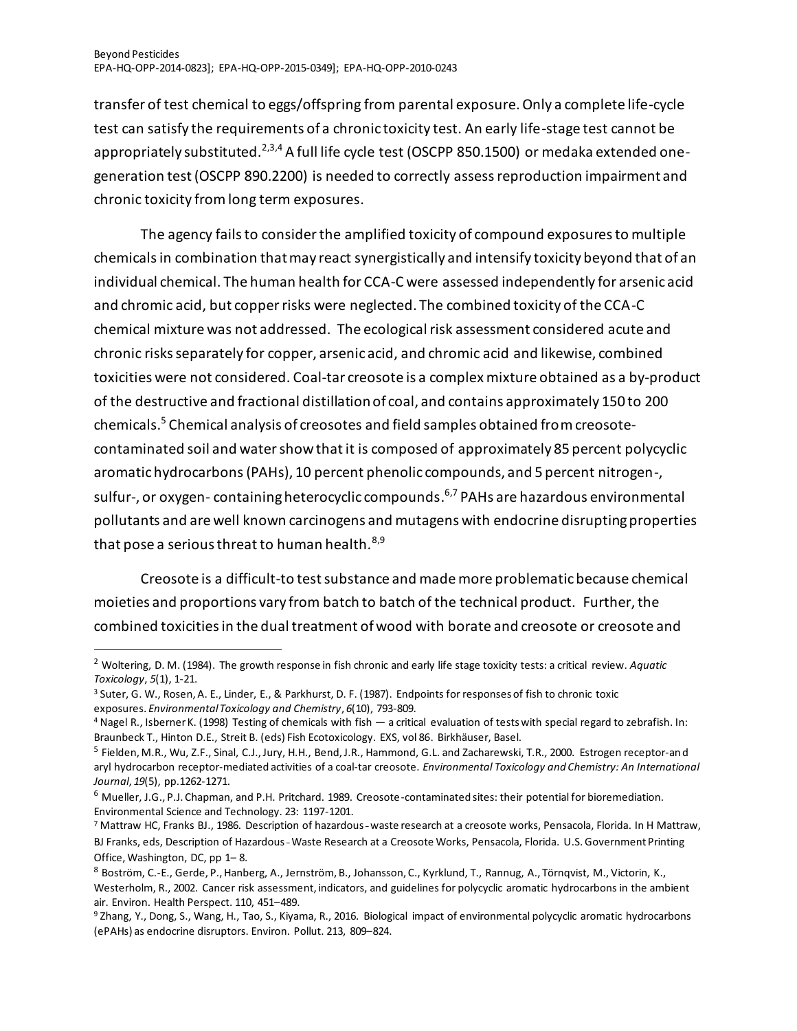transfer of test chemical to eggs/offspring from parental exposure. Only a complete life-cycle test can satisfy the requirements of a chronic toxicity test. An early life-stage test cannot be appropriately substituted.[2,3,4] A full life cycle test (OSCPP 850.1500) or medaka extended one-generation test (OSCPP 890.2200) is needed to correctly assess reproduction impairment and chronic toxicity from long term exposures.

The agency fails to consider the amplified toxicity of compound exposures to multiple chemicals in combination that may react synergistically and intensify toxicity beyond that of an individual chemical. The human health for CCA-C were assessed independently for arsenic acid and chromic acid, but copper risks were neglected. The combined toxicity of the CCA-C chemical mixture was not addressed. The ecological risk assessment considered acute and chronic risks separately for copper, arsenic acid, and chromic acid and likewise, combined toxicities were not considered. Coal-tar creosote is a complex mixture obtained as a by-product of the destructive and fractional distillation of coal, and contains approximately 150 to 200 chemicals.[5] Chemical analysis of creosotes and field samples obtained from creosote-contaminated soil and water show that it is composed of approximately 85 percent polycyclic aromatic hydrocarbons (PAHs), 10 percent phenolic compounds, and 5 percent nitrogen-, sulfur-, or oxygen- containing heterocyclic compounds.[6,7] PAHs are hazardous environmental pollutants and are well known carcinogens and mutagens with endocrine disrupting properties that pose a serious threat to human health.[8,9]

Creosote is a difficult-to test substance and made more problematic because chemical moieties and proportions vary from batch to batch of the technical product. Further, the combined toxicities in the dual treatment of wood with borate and creosote or creosote and

---

[2] Woltering, D. M. (1984). The growth response in fish chronic and early life stage toxicity tests: a critical review. *Aquatic Toxicology*, *5*(1), 1-21.

[3] Suter, G. W., Rosen, A. E., Linder, E., & Parkhurst, D. F. (1987). Endpoints for responses of fish to chronic toxic exposures. *Environmental Toxicology and Chemistry*, *6*(10), 793-809.

[4] Nagel R., Isberner K. (1998) Testing of chemicals with fish — a critical evaluation of tests with special regard to zebrafish. In: Braunbeck T., Hinton D.E., Streit B. (eds) Fish Ecotoxicology. EXS, vol 86. Birkhäuser, Basel.

[5] Fielden, M.R., Wu, Z.F., Sinal, C.J., Jury, H.H., Bend, J.R., Hammond, G.L. and Zacharewski, T.R., 2000. Estrogen receptor-and aryl hydrocarbon receptor-mediated activities of a coal-tar creosote. *Environmental Toxicology and Chemistry: An International Journal*, *19*(5), pp.1262-1271.

[6] Mueller, J.G., P.J. Chapman, and P.H. Pritchard. 1989. Creosote-contaminated sites: their potential for bioremediation. Environmental Science and Technology. 23: 1197-1201.

[7] Mattraw HC, Franks BJ., 1986. Description of hazardous-waste research at a creosote works, Pensacola, Florida. In H Mattraw, BJ Franks, eds, Description of Hazardous-Waste Research at a Creosote Works, Pensacola, Florida. U.S. Government Printing Office, Washington, DC, pp 1– 8.

[8] Boström, C.-E., Gerde, P., Hanberg, A., Jernström, B., Johansson, C., Kyrklund, T., Rannug, A., Törnqvist, M., Victorin, K., Westerholm, R., 2002. Cancer risk assessment, indicators, and guidelines for polycyclic aromatic hydrocarbons in the ambient air. Environ. Health Perspect. 110, 451–489.

[9] Zhang, Y., Dong, S., Wang, H., Tao, S., Kiyama, R., 2016. Biological impact of environmental polycyclic aromatic hydrocarbons (ePAHs) as endocrine disruptors. Environ. Pollut. 213, 809–824.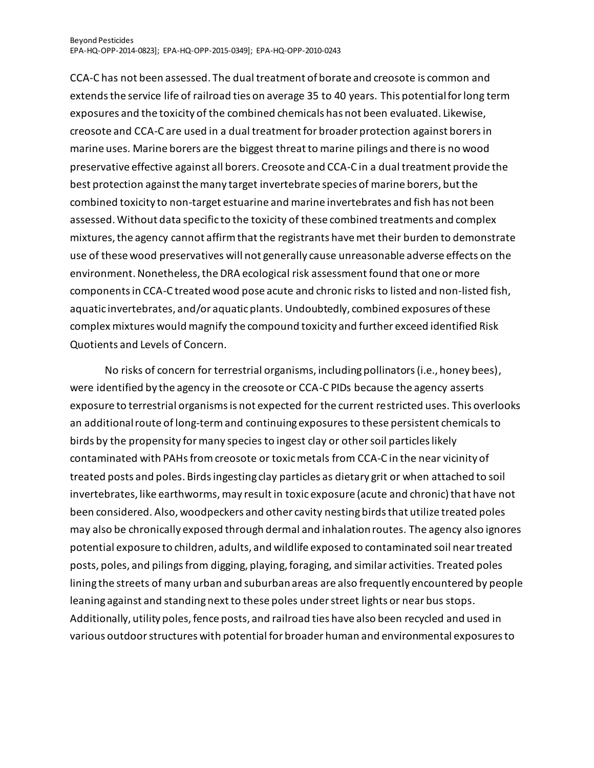CCA-C has not been assessed. The dual treatment of borate and creosote is common and extends the service life of railroad ties on average 35 to 40 years. This potential for long term exposures and the toxicity of the combined chemicals has not been evaluated. Likewise, creosote and CCA-C are used in a dual treatment for broader protection against borers in marine uses. Marine borers are the biggest threat to marine pilings and there is no wood preservative effective against all borers. Creosote and CCA-C in a dual treatment provide the best protection against the many target invertebrate species of marine borers, but the combined toxicity to non-target estuarine and marine invertebrates and fish has not been assessed. Without data specific to the toxicity of these combined treatments and complex mixtures, the agency cannot affirm that the registrants have met their burden to demonstrate use of these wood preservatives will not generally cause unreasonable adverse effects on the environment. Nonetheless, the DRA ecological risk assessment found that one or more components in CCA-C treated wood pose acute and chronic risks to listed and non-listed fish, aquatic invertebrates, and/or aquatic plants. Undoubtedly, combined exposures of these complex mixtures would magnify the compound toxicity and further exceed identified Risk Quotients and Levels of Concern.

No risks of concern for terrestrial organisms, including pollinators (i.e., honey bees), were identified by the agency in the creosote or CCA-C PIDs because the agency asserts exposure to terrestrial organisms is not expected for the current restricted uses. This overlooks an additional route of long-term and continuing exposures to these persistent chemicals to birds by the propensity for many species to ingest clay or other soil particles likely contaminated with PAHs from creosote or toxic metals from CCA-C in the near vicinity of treated posts and poles. Birds ingesting clay particles as dietary grit or when attached to soil invertebrates, like earthworms, may result in toxic exposure (acute and chronic) that have not been considered. Also, woodpeckers and other cavity nesting birds that utilize treated poles may also be chronically exposed through dermal and inhalation routes. The agency also ignores potential exposure to children, adults, and wildlife exposed to contaminated soil near treated posts, poles, and pilings from digging, playing, foraging, and similar activities. Treated poles lining the streets of many urban and suburban areas are also frequently encountered by people leaning against and standing next to these poles under street lights or near bus stops. Additionally, utility poles, fence posts, and railroad ties have also been recycled and used in various outdoor structures with potential for broader human and environmental exposures to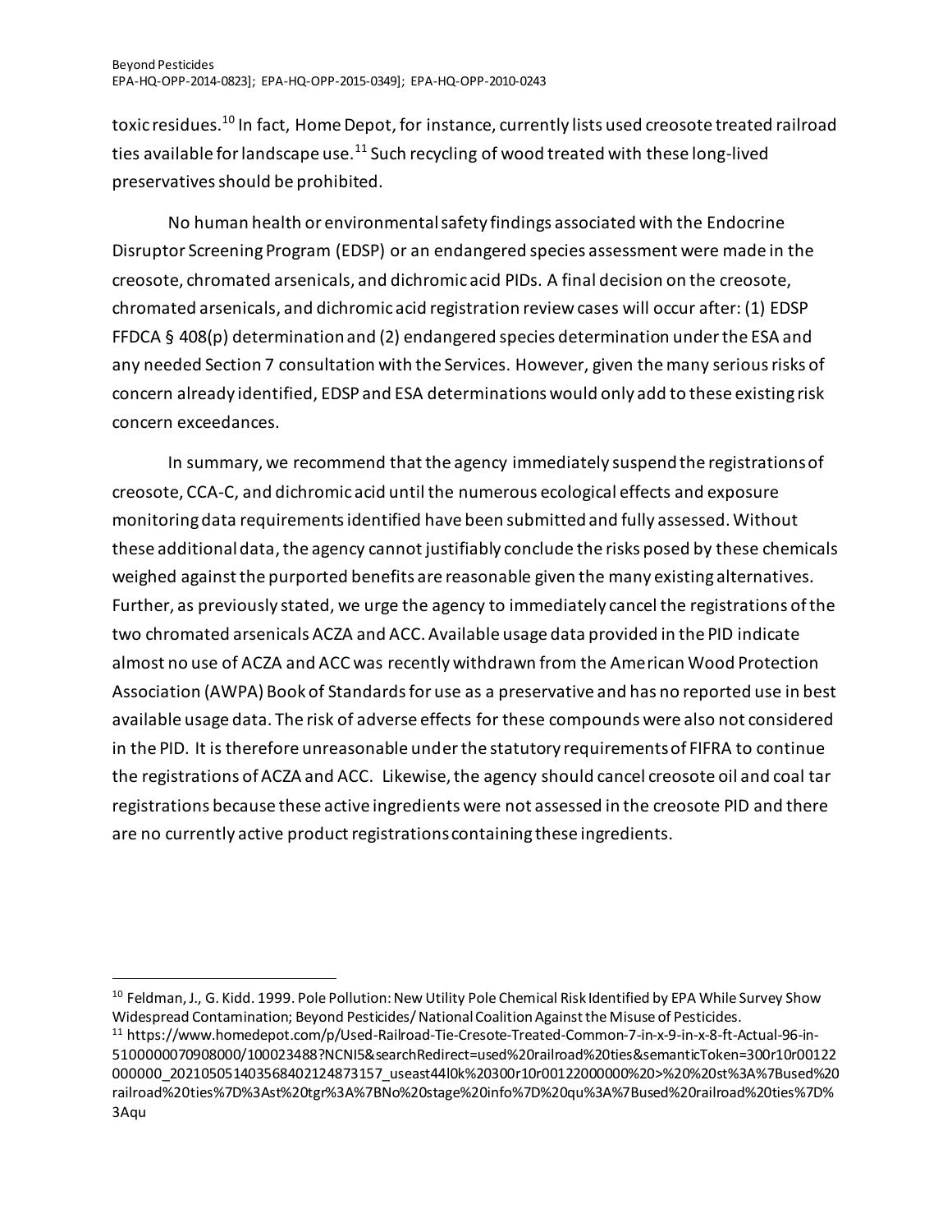toxic residues.[10] In fact, Home Depot, for instance, currently lists used creosote treated railroad ties available for landscape use.[11] Such recycling of wood treated with these long-lived preservatives should be prohibited.

No human health or environmental safety findings associated with the Endocrine Disruptor Screening Program (EDSP) or an endangered species assessment were made in the creosote, chromated arsenicals, and dichromic acid PIDs. A final decision on the creosote, chromated arsenicals, and dichromic acid registration review cases will occur after: (1) EDSP FFDCA § 408(p) determination and (2) endangered species determination under the ESA and any needed Section 7 consultation with the Services. However, given the many serious risks of concern already identified, EDSP and ESA determinations would only add to these existing risk concern exceedances.

In summary, we recommend that the agency immediately suspend the registrations of creosote, CCA-C, and dichromic acid until the numerous ecological effects and exposure monitoring data requirements identified have been submitted and fully assessed. Without these additional data, the agency cannot justifiably conclude the risks posed by these chemicals weighed against the purported benefits are reasonable given the many existing alternatives. Further, as previously stated, we urge the agency to immediately cancel the registrations of the two chromated arsenicals ACZA and ACC. Available usage data provided in the PID indicate almost no use of ACZA and ACC was recently withdrawn from the American Wood Protection Association (AWPA) Book of Standards for use as a preservative and has no reported use in best available usage data. The risk of adverse effects for these compounds were also not considered in the PID. It is therefore unreasonable under the statutory requirements of FIFRA to continue the registrations of ACZA and ACC. Likewise, the agency should cancel creosote oil and coal tar registrations because these active ingredients were not assessed in the creosote PID and there are no currently active product registrations containing these ingredients.

---

[10] Feldman, J., G. Kidd. 1999. Pole Pollution: New Utility Pole Chemical Risk Identified by EPA While Survey Show Widespread Contamination; Beyond Pesticides/ National Coalition Against the Misuse of Pesticides.

[11] https://www.homedepot.com/p/Used-Railroad-Tie-Cresote-Treated-Common-7-in-x-9-in-x-8-ft-Actual-96-in-5100000070908000/100023488?NCNI5&searchRedirect=used%20railroad%20ties&semanticToken=300r10r00122000000_202105051403568402124873157_useast44l0k%20300r10r00122000000%20>%20%20st%3A%7Bused%20railroad%20ties%7D%3Ast%20tgr%3A%7BNo%20stage%20info%7D%20qu%3A%7Bused%20railroad%20ties%7D%3Aqu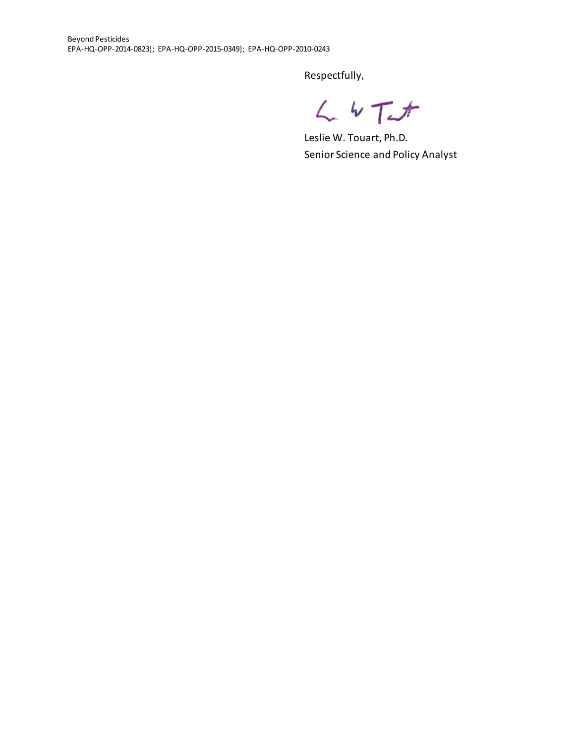Respectfully,

Leslie W. Touart, Ph.D.
Senior Science and Policy Analyst